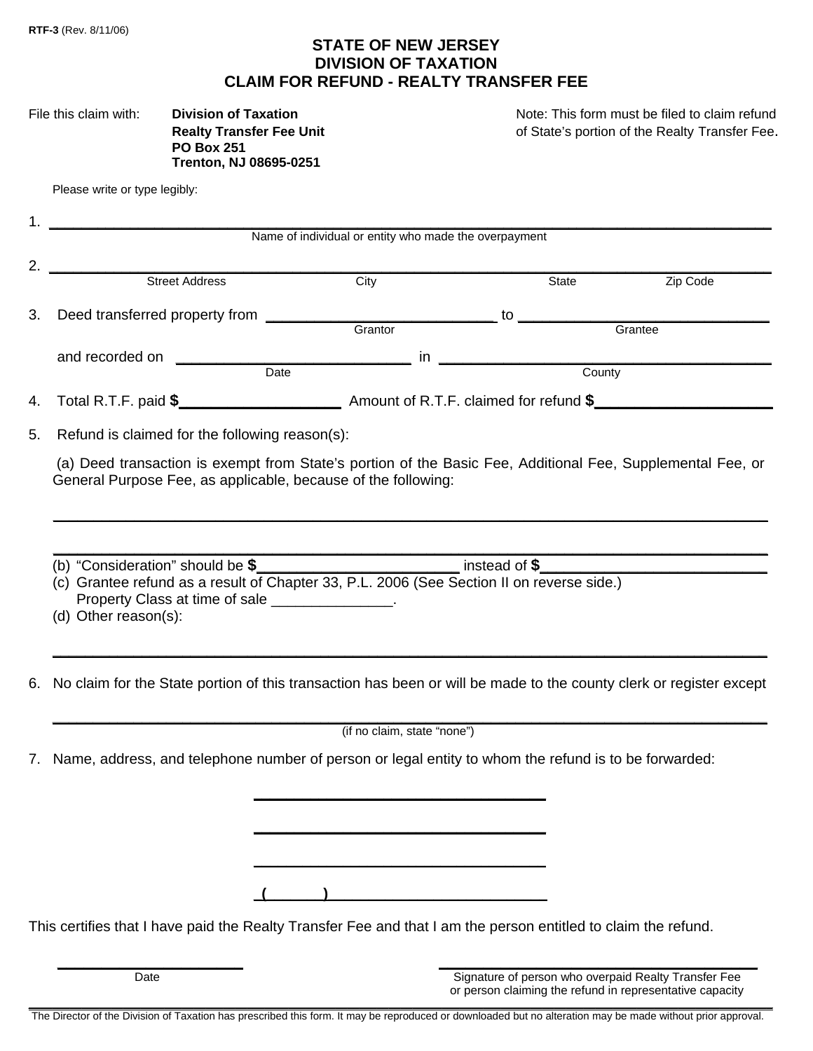**RTF-3** (Rev. 8/11/06)

# STATE OF NEW JERSEY
# DIVISION OF TAXATION
# CLAIM FOR REFUND - REALTY TRANSFER FEE

File this claim with: **Division of Taxation**
**Realty Transfer Fee Unit**
**PO Box 251**
**Trenton, NJ 08695-0251**

Note: This form must be filed to claim refund of State's portion of the Realty Transfer Fee.

Please write or type legibly:

1. ______________________________________________________________
Name of individual or entity who made the overpayment

2. ______________________________________________________________
Street Address City State Zip Code

3. Deed transferred property from ____________________ to ____________________
Grantor Grantee

and recorded on ____________________ in ____________________
Date County

4. Total R.T.F. paid **$**____________________ Amount of R.T.F. claimed for refund **$**____________________

5. Refund is claimed for the following reason(s):

(a) Deed transaction is exempt from State's portion of the Basic Fee, Additional Fee, Supplemental Fee, or General Purpose Fee, as applicable, because of the following:

______________________________________________________________

______________________________________________________________

(b) "Consideration" should be **$**____________________ instead of **$**____________________
(c) Grantee refund as a result of Chapter 33, P.L. 2006 (See Section II on reverse side.)
Property Class at time of sale _______________.
(d) Other reason(s):

______________________________________________________________

6. No claim for the State portion of this transaction has been or will be made to the county clerk or register except

______________________________________________________________
(if no claim, state "none")

7. Name, address, and telephone number of person or legal entity to whom the refund is to be forwarded:

____________________________________

____________________________________

____________________________________

(        )____________________________

This certifies that I have paid the Realty Transfer Fee and that I am the person entitled to claim the refund.

____________________
Date

____________________________________
Signature of person who overpaid Realty Transfer Fee or person claiming the refund in representative capacity

The Director of the Division of Taxation has prescribed this form. It may be reproduced or downloaded but no alteration may be made without prior approval.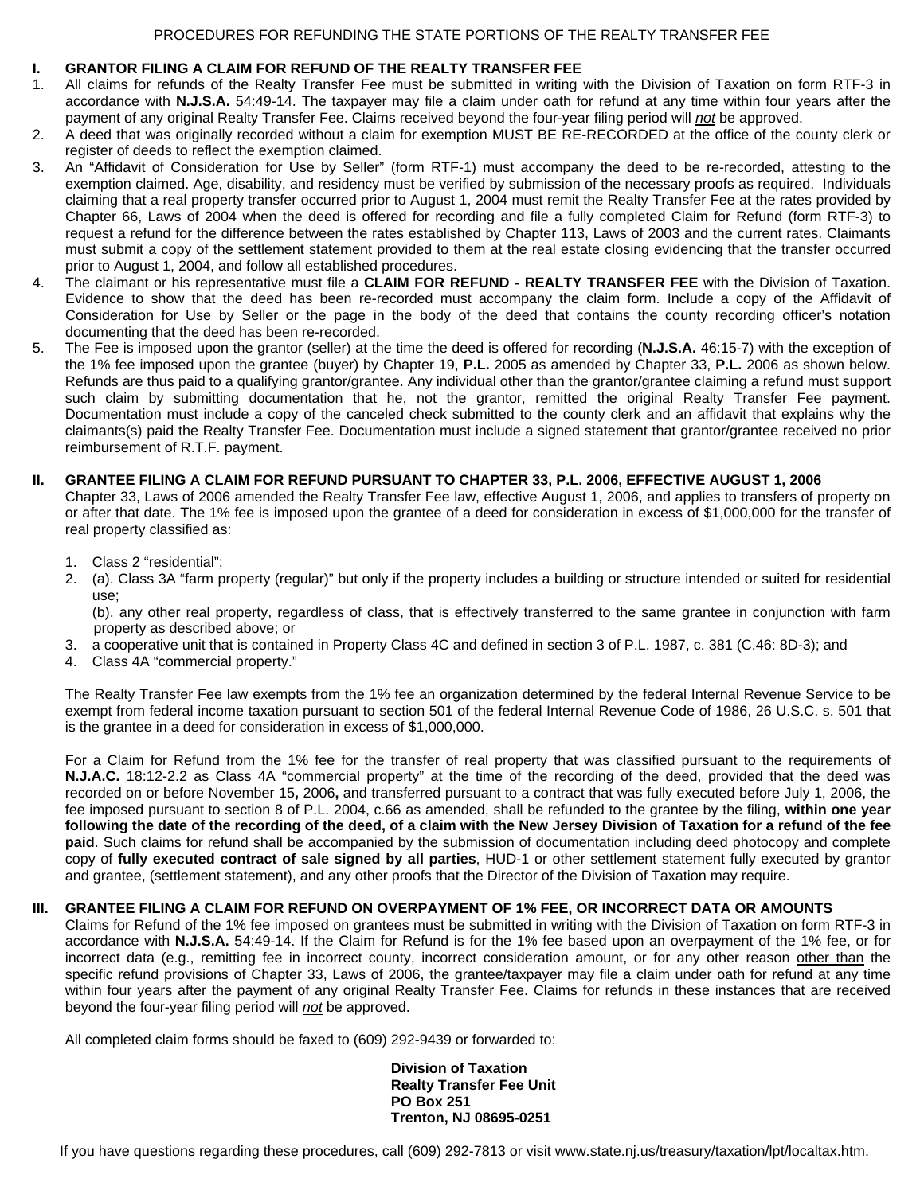# PROCEDURES FOR REFUNDING THE STATE PORTIONS OF THE REALTY TRANSFER FEE

## I. GRANTOR FILING A CLAIM FOR REFUND OF THE REALTY TRANSFER FEE

1. All claims for refunds of the Realty Transfer Fee must be submitted in writing with the Division of Taxation on form RTF-3 in accordance with **N.J.S.A.** 54:49-14. The taxpayer may file a claim under oath for refund at any time within four years after the payment of any original Realty Transfer Fee. Claims received beyond the four-year filing period will ***not*** be approved.
2. A deed that was originally recorded without a claim for exemption MUST BE RE-RECORDED at the office of the county clerk or register of deeds to reflect the exemption claimed.
3. An "Affidavit of Consideration for Use by Seller" (form RTF-1) must accompany the deed to be re-recorded, attesting to the exemption claimed. Age, disability, and residency must be verified by submission of the necessary proofs as required. Individuals claiming that a real property transfer occurred prior to August 1, 2004 must remit the Realty Transfer Fee at the rates provided by Chapter 66, Laws of 2004 when the deed is offered for recording and file a fully completed Claim for Refund (form RTF-3) to request a refund for the difference between the rates established by Chapter 113, Laws of 2003 and the current rates. Claimants must submit a copy of the settlement statement provided to them at the real estate closing evidencing that the transfer occurred prior to August 1, 2004, and follow all established procedures.
4. The claimant or his representative must file a **CLAIM FOR REFUND - REALTY TRANSFER FEE** with the Division of Taxation. Evidence to show that the deed has been re-recorded must accompany the claim form. Include a copy of the Affidavit of Consideration for Use by Seller or the page in the body of the deed that contains the county recording officer's notation documenting that the deed has been re-recorded.
5. The Fee is imposed upon the grantor (seller) at the time the deed is offered for recording (**N.J.S.A.** 46:15-7) with the exception of the 1% fee imposed upon the grantee (buyer) by Chapter 19, **P.L.** 2005 as amended by Chapter 33, **P.L.** 2006 as shown below. Refunds are thus paid to a qualifying grantor/grantee. Any individual other than the grantor/grantee claiming a refund must support such claim by submitting documentation that he, not the grantor, remitted the original Realty Transfer Fee payment. Documentation must include a copy of the canceled check submitted to the county clerk and an affidavit that explains why the claimants(s) paid the Realty Transfer Fee. Documentation must include a signed statement that grantor/grantee received no prior reimbursement of R.T.F. payment.

## II. GRANTEE FILING A CLAIM FOR REFUND PURSUANT TO CHAPTER 33, P.L. 2006, EFFECTIVE AUGUST 1, 2006

Chapter 33, Laws of 2006 amended the Realty Transfer Fee law, effective August 1, 2006, and applies to transfers of property on or after that date. The 1% fee is imposed upon the grantee of a deed for consideration in excess of $1,000,000 for the transfer of real property classified as:

1. Class 2 "residential";
2. (a). Class 3A "farm property (regular)" but only if the property includes a building or structure intended or suited for residential use;
   
   (b). any other real property, regardless of class, that is effectively transferred to the same grantee in conjunction with farm property as described above; or
3. a cooperative unit that is contained in Property Class 4C and defined in section 3 of P.L. 1987, c. 381 (C.46: 8D-3); and
4. Class 4A "commercial property."

The Realty Transfer Fee law exempts from the 1% fee an organization determined by the federal Internal Revenue Service to be exempt from federal income taxation pursuant to section 501 of the federal Internal Revenue Code of 1986, 26 U.S.C. s. 501 that is the grantee in a deed for consideration in excess of $1,000,000.

For a Claim for Refund from the 1% fee for the transfer of real property that was classified pursuant to the requirements of **N.J.A.C.** 18:12-2.2 as Class 4A "commercial property" at the time of the recording of the deed, provided that the deed was recorded on or before November 15**,** 2006**,** and transferred pursuant to a contract that was fully executed before July 1, 2006, the fee imposed pursuant to section 8 of P.L. 2004, c.66 as amended, shall be refunded to the grantee by the filing, **within one year following the date of the recording of the deed, of a claim with the New Jersey Division of Taxation for a refund of the fee paid**. Such claims for refund shall be accompanied by the submission of documentation including deed photocopy and complete copy of **fully executed contract of sale signed by all parties**, HUD-1 or other settlement statement fully executed by grantor and grantee, (settlement statement), and any other proofs that the Director of the Division of Taxation may require.

## III. GRANTEE FILING A CLAIM FOR REFUND ON OVERPAYMENT OF 1% FEE, OR INCORRECT DATA OR AMOUNTS

Claims for Refund of the 1% fee imposed on grantees must be submitted in writing with the Division of Taxation on form RTF-3 in accordance with **N.J.S.A.** 54:49-14. If the Claim for Refund is for the 1% fee based upon an overpayment of the 1% fee, or for incorrect data (e.g., remitting fee in incorrect county, incorrect consideration amount, or for any other reason other than the specific refund provisions of Chapter 33, Laws of 2006, the grantee/taxpayer may file a claim under oath for refund at any time within four years after the payment of any original Realty Transfer Fee. Claims for refunds in these instances that are received beyond the four-year filing period will ***not*** be approved.

All completed claim forms should be faxed to (609) 292-9439 or forwarded to:

**Division of Taxation**
**Realty Transfer Fee Unit**
**PO Box 251**
**Trenton, NJ 08695-0251**

If you have questions regarding these procedures, call (609) 292-7813 or visit www.state.nj.us/treasury/taxation/lpt/localtax.htm.